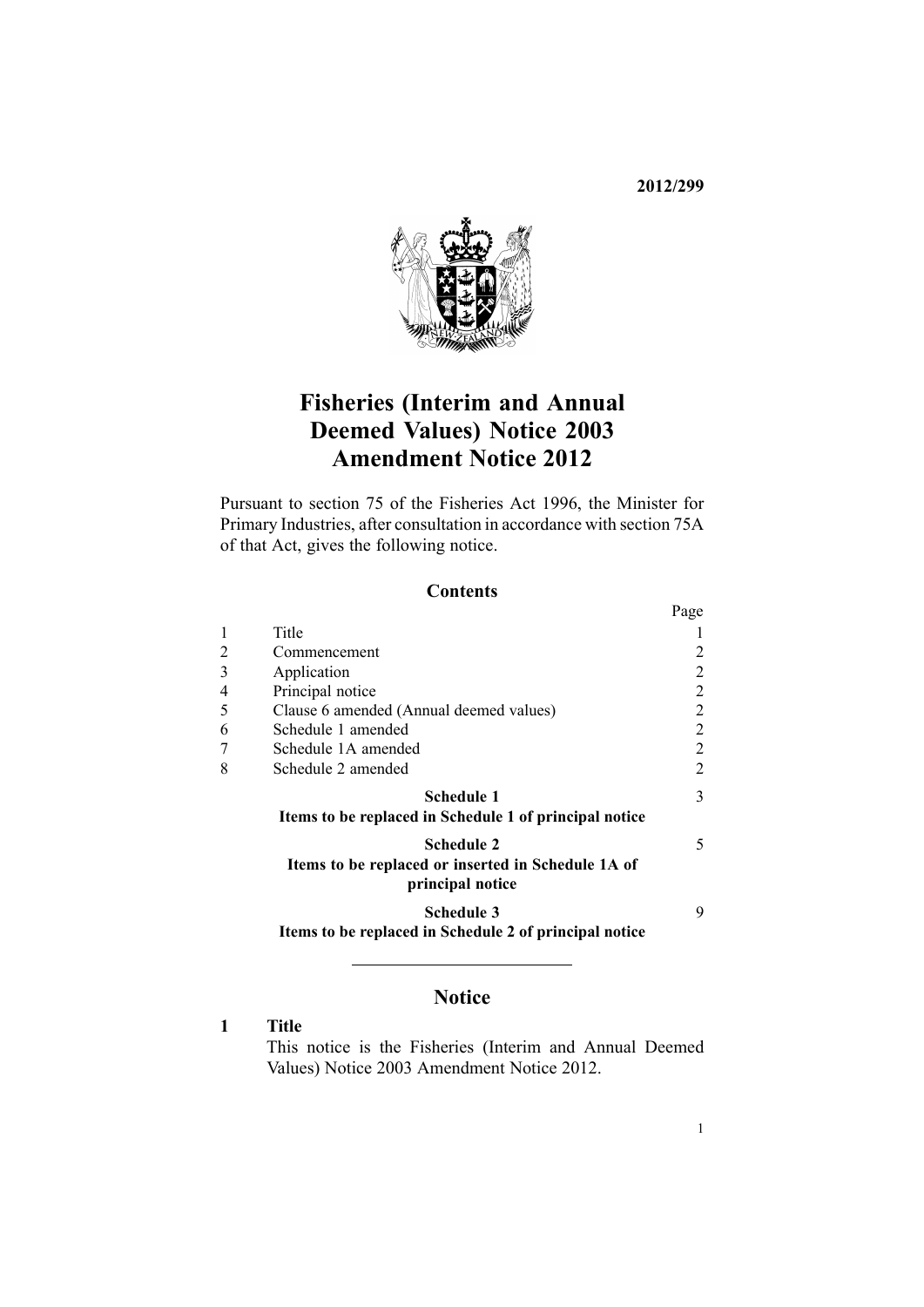**2012/299**

# Fisheries (Interim and Annual Deemed Values) Notice 2003 Amendment Notice 2012

Pursuant to section 75 of the Fisheries Act 1996, the Minister for Primary Industries, after consultation in accordance with section 75A of that Act, gives the following notice.

## Contents

| | | Page |
|---|---|---|
| 1 | Title | 1 |
| 2 | Commencement | 2 |
| 3 | Application | 2 |
| 4 | Principal notice | 2 |
| 5 | Clause 6 amended (Annual deemed values) | 2 |
| 6 | Schedule 1 amended | 2 |
| 7 | Schedule 1A amended | 2 |
| 8 | Schedule 2 amended | 2 |
| | **Schedule 1**<br>**Items to be replaced in Schedule 1 of principal notice** | 3 |
| | **Schedule 2**<br>**Items to be replaced or inserted in Schedule 1A of principal notice** | 5 |
| | **Schedule 3**<br>**Items to be replaced in Schedule 2 of principal notice** | 9 |

## Notice

**1 Title**

This notice is the Fisheries (Interim and Annual Deemed Values) Notice 2003 Amendment Notice 2012.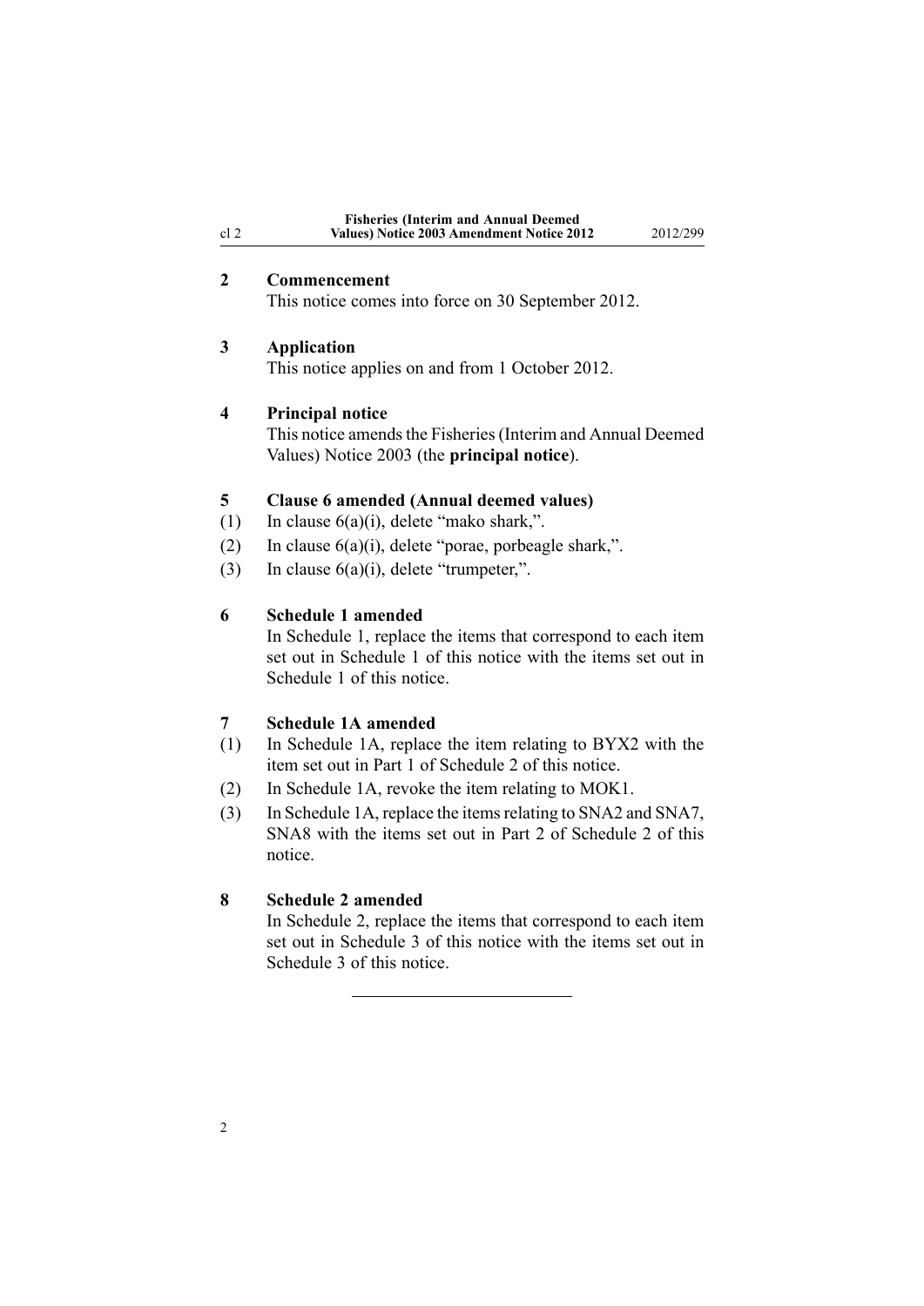## 2 Commencement

This notice comes into force on 30 September 2012.

## 3 Application

This notice applies on and from 1 October 2012.

## 4 Principal notice

This notice amends the Fisheries (Interim and Annual Deemed Values) Notice 2003 (the **principal notice**).

## 5 Clause 6 amended (Annual deemed values)

(1) In clause 6(a)(i), delete "mako shark,".

(2) In clause 6(a)(i), delete "porae, porbeagle shark,".

(3) In clause 6(a)(i), delete "trumpeter,".

## 6 Schedule 1 amended

In Schedule 1, replace the items that correspond to each item set out in Schedule 1 of this notice with the items set out in Schedule 1 of this notice.

## 7 Schedule 1A amended

(1) In Schedule 1A, replace the item relating to BYX2 with the item set out in Part 1 of Schedule 2 of this notice.

(2) In Schedule 1A, revoke the item relating to MOK1.

(3) In Schedule 1A, replace the items relating to SNA2 and SNA7, SNA8 with the items set out in Part 2 of Schedule 2 of this notice.

## 8 Schedule 2 amended

In Schedule 2, replace the items that correspond to each item set out in Schedule 3 of this notice with the items set out in Schedule 3 of this notice.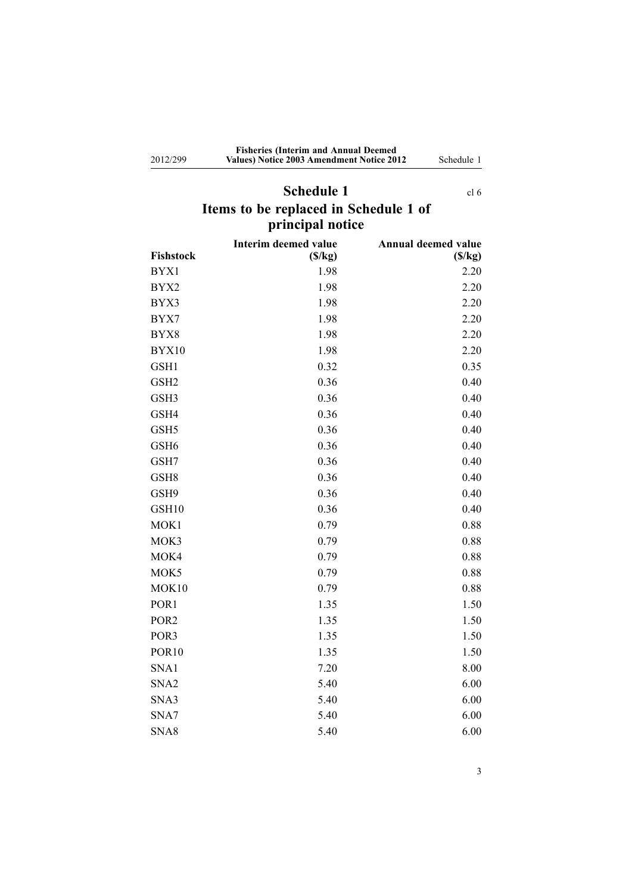# Schedule 1

cl 6

## Items to be replaced in Schedule 1 of principal notice

| Fishstock | Interim deemed value ($/kg) | Annual deemed value ($/kg) |
|---|---|---|
| BYX1 | 1.98 | 2.20 |
| BYX2 | 1.98 | 2.20 |
| BYX3 | 1.98 | 2.20 |
| BYX7 | 1.98 | 2.20 |
| BYX8 | 1.98 | 2.20 |
| BYX10 | 1.98 | 2.20 |
| GSH1 | 0.32 | 0.35 |
| GSH2 | 0.36 | 0.40 |
| GSH3 | 0.36 | 0.40 |
| GSH4 | 0.36 | 0.40 |
| GSH5 | 0.36 | 0.40 |
| GSH6 | 0.36 | 0.40 |
| GSH7 | 0.36 | 0.40 |
| GSH8 | 0.36 | 0.40 |
| GSH9 | 0.36 | 0.40 |
| GSH10 | 0.36 | 0.40 |
| MOK1 | 0.79 | 0.88 |
| MOK3 | 0.79 | 0.88 |
| MOK4 | 0.79 | 0.88 |
| MOK5 | 0.79 | 0.88 |
| MOK10 | 0.79 | 0.88 |
| POR1 | 1.35 | 1.50 |
| POR2 | 1.35 | 1.50 |
| POR3 | 1.35 | 1.50 |
| POR10 | 1.35 | 1.50 |
| SNA1 | 7.20 | 8.00 |
| SNA2 | 5.40 | 6.00 |
| SNA3 | 5.40 | 6.00 |
| SNA7 | 5.40 | 6.00 |
| SNA8 | 5.40 | 6.00 |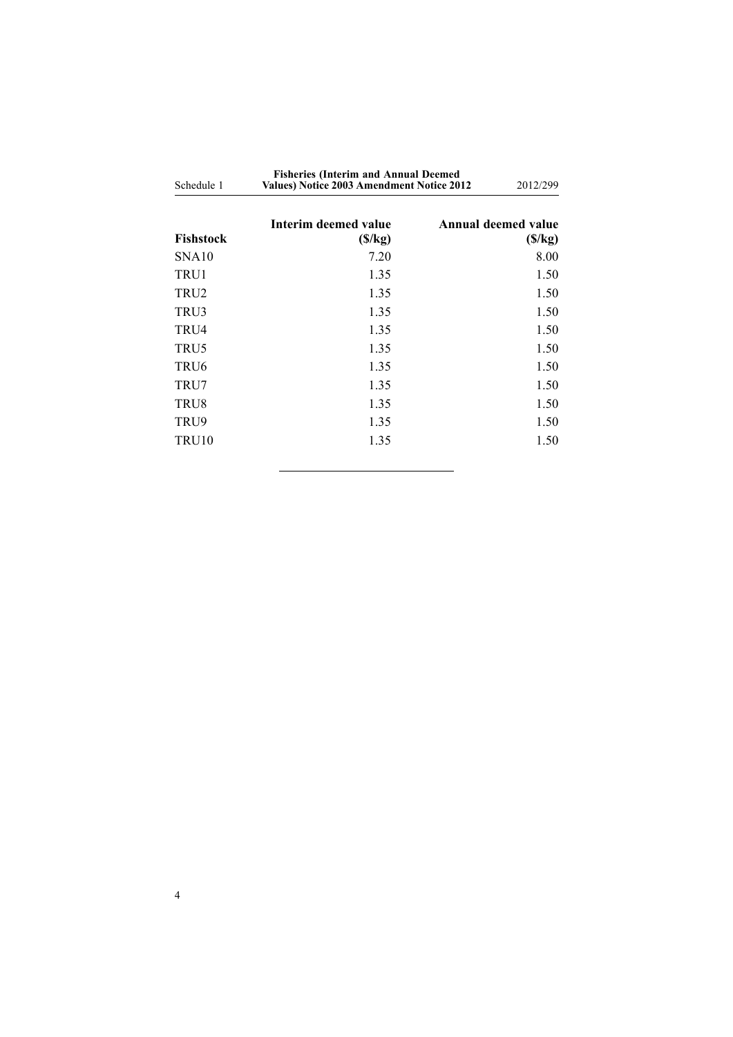| Fishstock | Interim deemed value ($/kg) | Annual deemed value ($/kg) |
|---|---|---|
| SNA10 | 7.20 | 8.00 |
| TRU1 | 1.35 | 1.50 |
| TRU2 | 1.35 | 1.50 |
| TRU3 | 1.35 | 1.50 |
| TRU4 | 1.35 | 1.50 |
| TRU5 | 1.35 | 1.50 |
| TRU6 | 1.35 | 1.50 |
| TRU7 | 1.35 | 1.50 |
| TRU8 | 1.35 | 1.50 |
| TRU9 | 1.35 | 1.50 |
| TRU10 | 1.35 | 1.50 |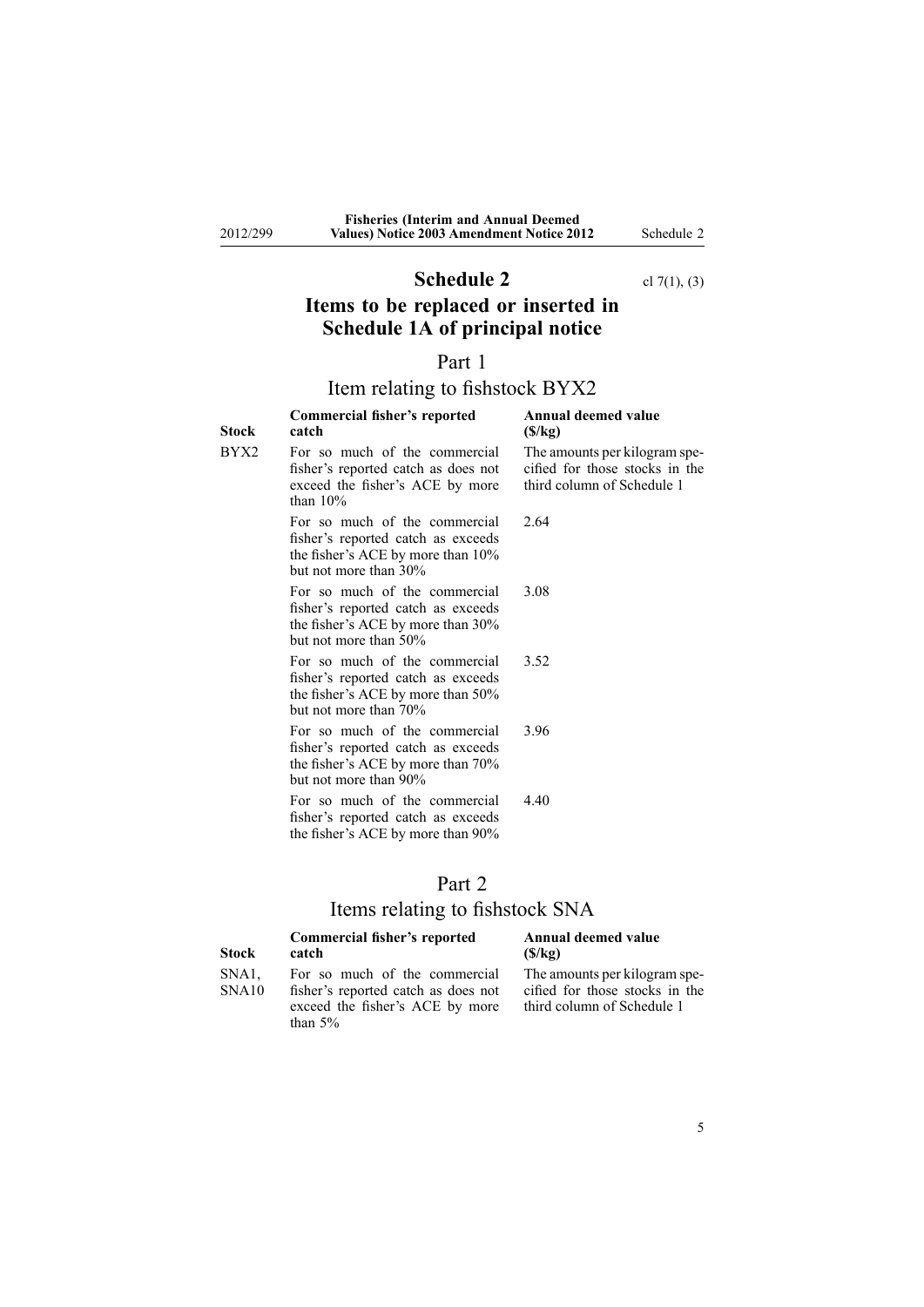# Schedule 2

cl 7(1), (3)

# Items to be replaced or inserted in Schedule 1A of principal notice

## Part 1

## Item relating to fishstock BYX2

| Stock | Commercial fisher's reported catch | Annual deemed value ($/kg) |
|---|---|---|
| BYX2 | For so much of the commercial fisher's reported catch as does not exceed the fisher's ACE by more than 10% | The amounts per kilogram specified for those stocks in the third column of Schedule 1 |
| | For so much of the commercial fisher's reported catch as exceeds the fisher's ACE by more than 10% but not more than 30% | 2.64 |
| | For so much of the commercial fisher's reported catch as exceeds the fisher's ACE by more than 30% but not more than 50% | 3.08 |
| | For so much of the commercial fisher's reported catch as exceeds the fisher's ACE by more than 50% but not more than 70% | 3.52 |
| | For so much of the commercial fisher's reported catch as exceeds the fisher's ACE by more than 70% but not more than 90% | 3.96 |
| | For so much of the commercial fisher's reported catch as exceeds the fisher's ACE by more than 90% | 4.40 |

## Part 2

## Items relating to fishstock SNA

| Stock | Commercial fisher's reported catch | Annual deemed value ($/kg) |
|---|---|---|
| SNA1, SNA10 | For so much of the commercial fisher's reported catch as does not exceed the fisher's ACE by more than 5% | The amounts per kilogram specified for those stocks in the third column of Schedule 1 |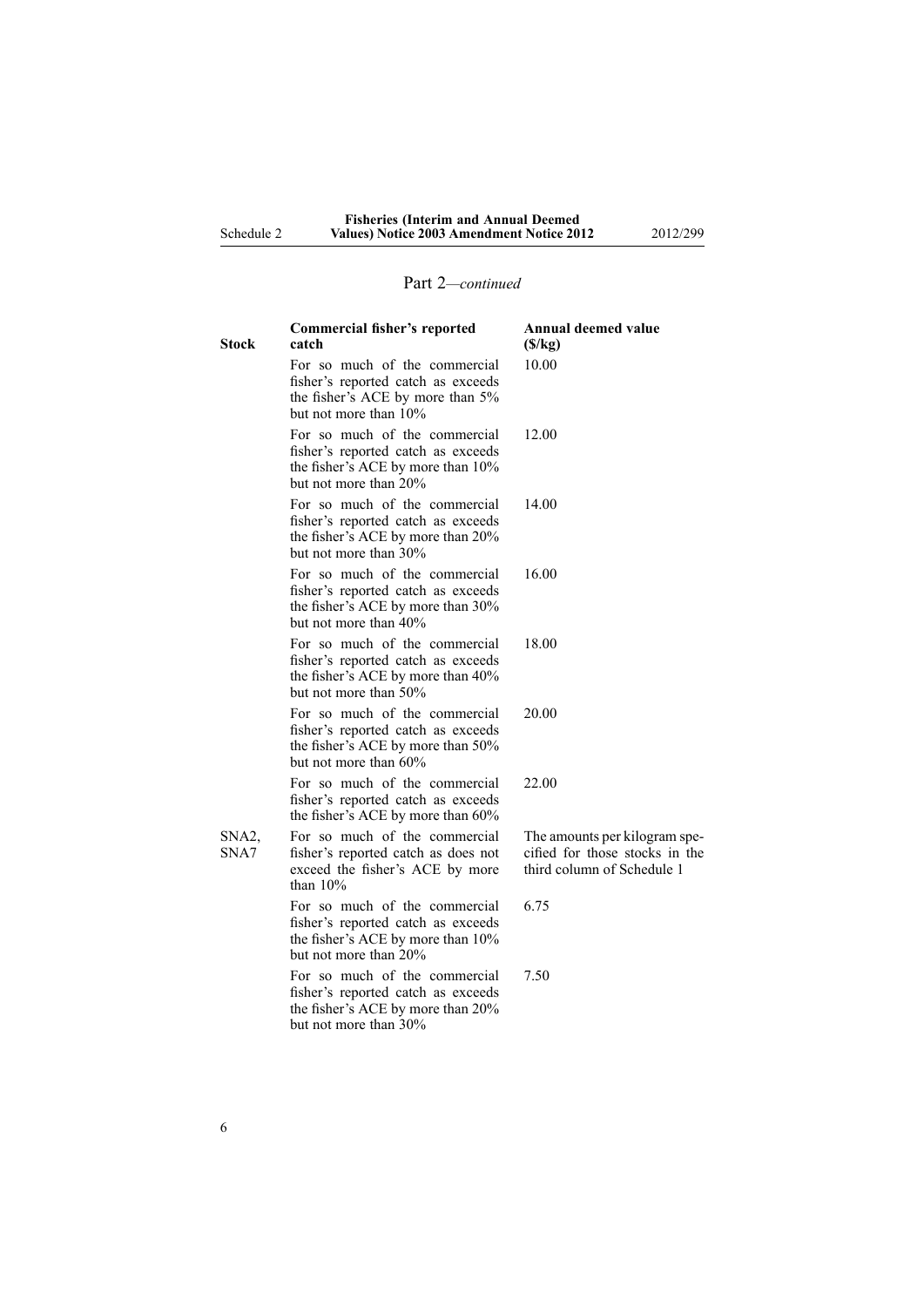## Part 2—*continued*

| Stock | Commercial fisher's reported catch | Annual deemed value ($/kg) |
| --- | --- | --- |
| | For so much of the commercial fisher's reported catch as exceeds the fisher's ACE by more than 5% but not more than 10% | 10.00 |
| | For so much of the commercial fisher's reported catch as exceeds the fisher's ACE by more than 10% but not more than 20% | 12.00 |
| | For so much of the commercial fisher's reported catch as exceeds the fisher's ACE by more than 20% but not more than 30% | 14.00 |
| | For so much of the commercial fisher's reported catch as exceeds the fisher's ACE by more than 30% but not more than 40% | 16.00 |
| | For so much of the commercial fisher's reported catch as exceeds the fisher's ACE by more than 40% but not more than 50% | 18.00 |
| | For so much of the commercial fisher's reported catch as exceeds the fisher's ACE by more than 50% but not more than 60% | 20.00 |
| | For so much of the commercial fisher's reported catch as exceeds the fisher's ACE by more than 60% | 22.00 |
| SNA2, SNA7 | For so much of the commercial fisher's reported catch as does not exceed the fisher's ACE by more than 10% | The amounts per kilogram specified for those stocks in the third column of Schedule 1 |
| | For so much of the commercial fisher's reported catch as exceeds the fisher's ACE by more than 10% but not more than 20% | 6.75 |
| | For so much of the commercial fisher's reported catch as exceeds the fisher's ACE by more than 20% but not more than 30% | 7.50 |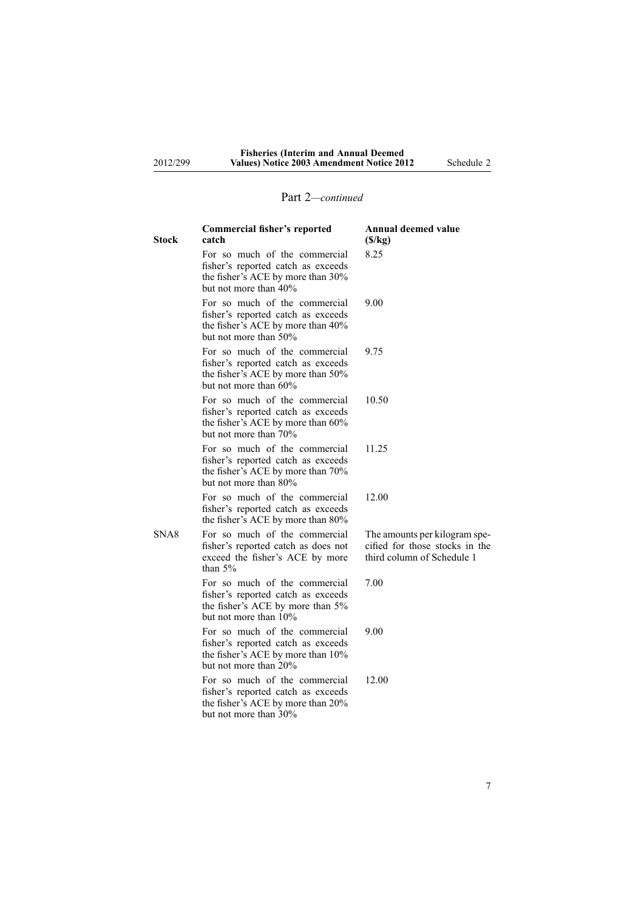Part 2—*continued*

| Stock | Commercial fisher's reported catch | Annual deemed value ($/kg) |
| --- | --- | --- |
| | For so much of the commercial fisher's reported catch as exceeds the fisher's ACE by more than 30% but not more than 40% | 8.25 |
| | For so much of the commercial fisher's reported catch as exceeds the fisher's ACE by more than 40% but not more than 50% | 9.00 |
| | For so much of the commercial fisher's reported catch as exceeds the fisher's ACE by more than 50% but not more than 60% | 9.75 |
| | For so much of the commercial fisher's reported catch as exceeds the fisher's ACE by more than 60% but not more than 70% | 10.50 |
| | For so much of the commercial fisher's reported catch as exceeds the fisher's ACE by more than 70% but not more than 80% | 11.25 |
| | For so much of the commercial fisher's reported catch as exceeds the fisher's ACE by more than 80% | 12.00 |
| SNA8 | For so much of the commercial fisher's reported catch as does not exceed the fisher's ACE by more than 5% | The amounts per kilogram specified for those stocks in the third column of Schedule 1 |
| | For so much of the commercial fisher's reported catch as exceeds the fisher's ACE by more than 5% but not more than 10% | 7.00 |
| | For so much of the commercial fisher's reported catch as exceeds the fisher's ACE by more than 10% but not more than 20% | 9.00 |
| | For so much of the commercial fisher's reported catch as exceeds the fisher's ACE by more than 20% but not more than 30% | 12.00 |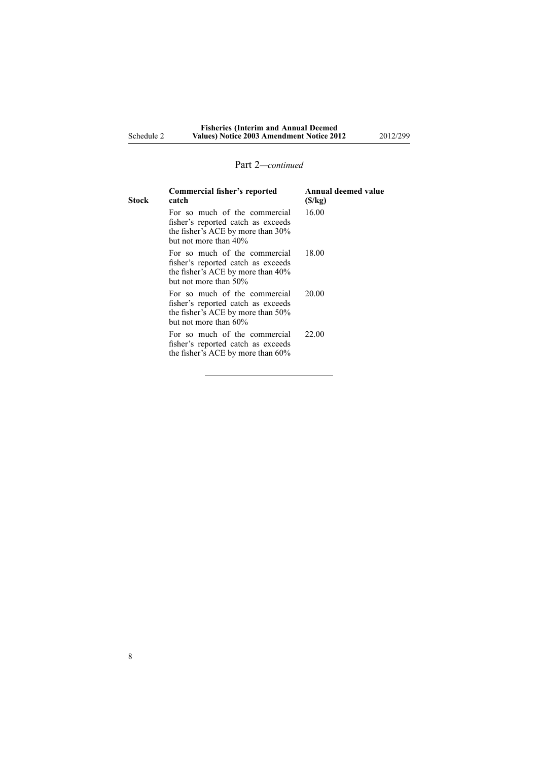## Part 2—*continued*

| Stock | Commercial fisher's reported catch | Annual deemed value ($/kg) |
|---|---|---|
| | For so much of the commercial fisher's reported catch as exceeds the fisher's ACE by more than 30% but not more than 40% | 16.00 |
| | For so much of the commercial fisher's reported catch as exceeds the fisher's ACE by more than 40% but not more than 50% | 18.00 |
| | For so much of the commercial fisher's reported catch as exceeds the fisher's ACE by more than 50% but not more than 60% | 20.00 |
| | For so much of the commercial fisher's reported catch as exceeds the fisher's ACE by more than 60% | 22.00 |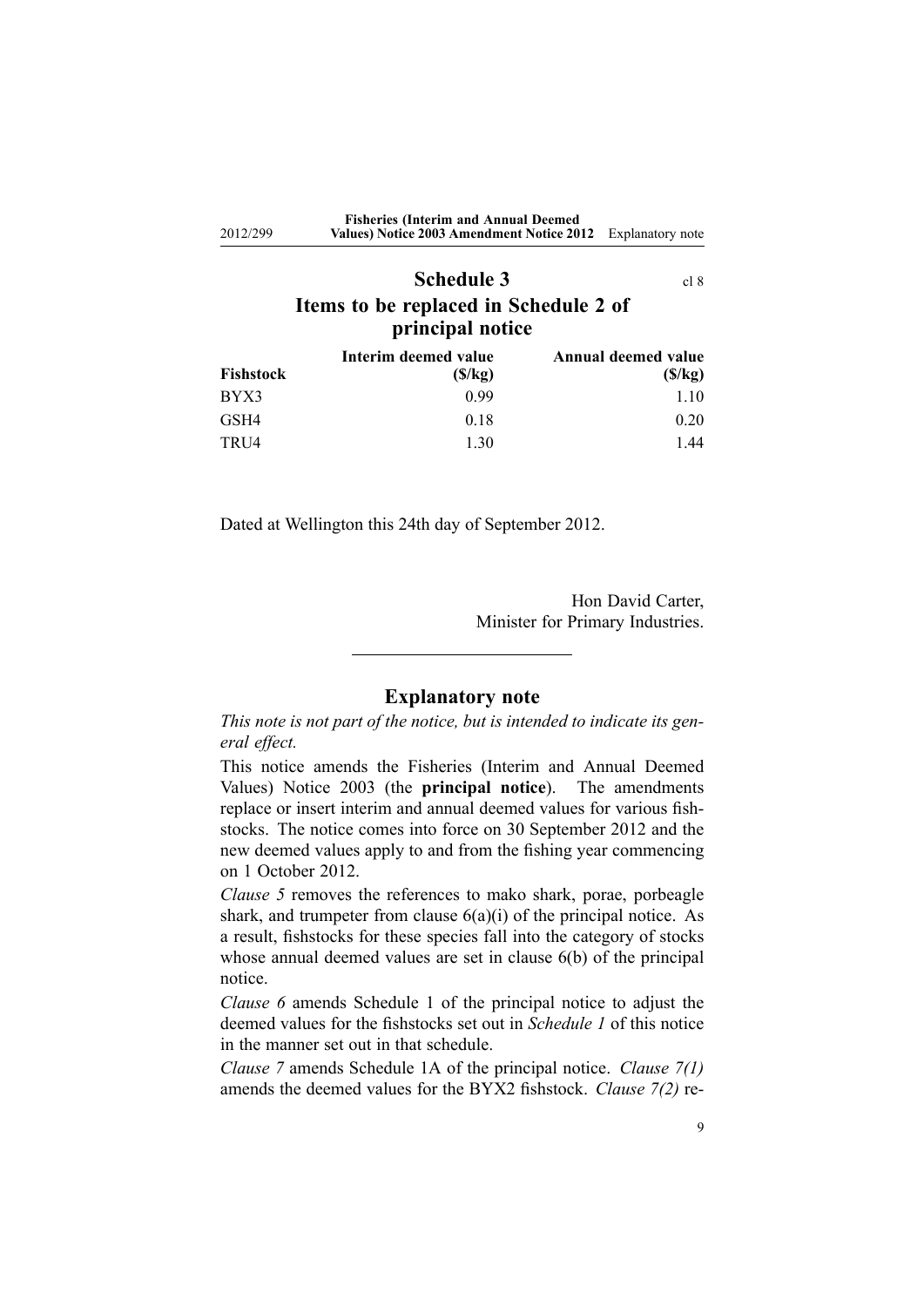## Schedule 3

cl 8

## Items to be replaced in Schedule 2 of principal notice

| Fishstock | Interim deemed value ($/kg) | Annual deemed value ($/kg) |
|---|---|---|
| BYX3 | 0.99 | 1.10 |
| GSH4 | 0.18 | 0.20 |
| TRU4 | 1.30 | 1.44 |

Dated at Wellington this 24th day of September 2012.

Hon David Carter,
Minister for Primary Industries.

---

## Explanatory note

*This note is not part of the notice, but is intended to indicate its general effect.*

This notice amends the Fisheries (Interim and Annual Deemed Values) Notice 2003 (the **principal notice**). The amendments replace or insert interim and annual deemed values for various fishstocks. The notice comes into force on 30 September 2012 and the new deemed values apply to and from the fishing year commencing on 1 October 2012.

*Clause 5* removes the references to mako shark, porae, porbeagle shark, and trumpeter from clause 6(a)(i) of the principal notice. As a result, fishstocks for these species fall into the category of stocks whose annual deemed values are set in clause 6(b) of the principal notice.

*Clause 6* amends Schedule 1 of the principal notice to adjust the deemed values for the fishstocks set out in *Schedule 1* of this notice in the manner set out in that schedule.

*Clause 7* amends Schedule 1A of the principal notice. *Clause 7(1)* amends the deemed values for the BYX2 fishstock. *Clause 7(2)* re-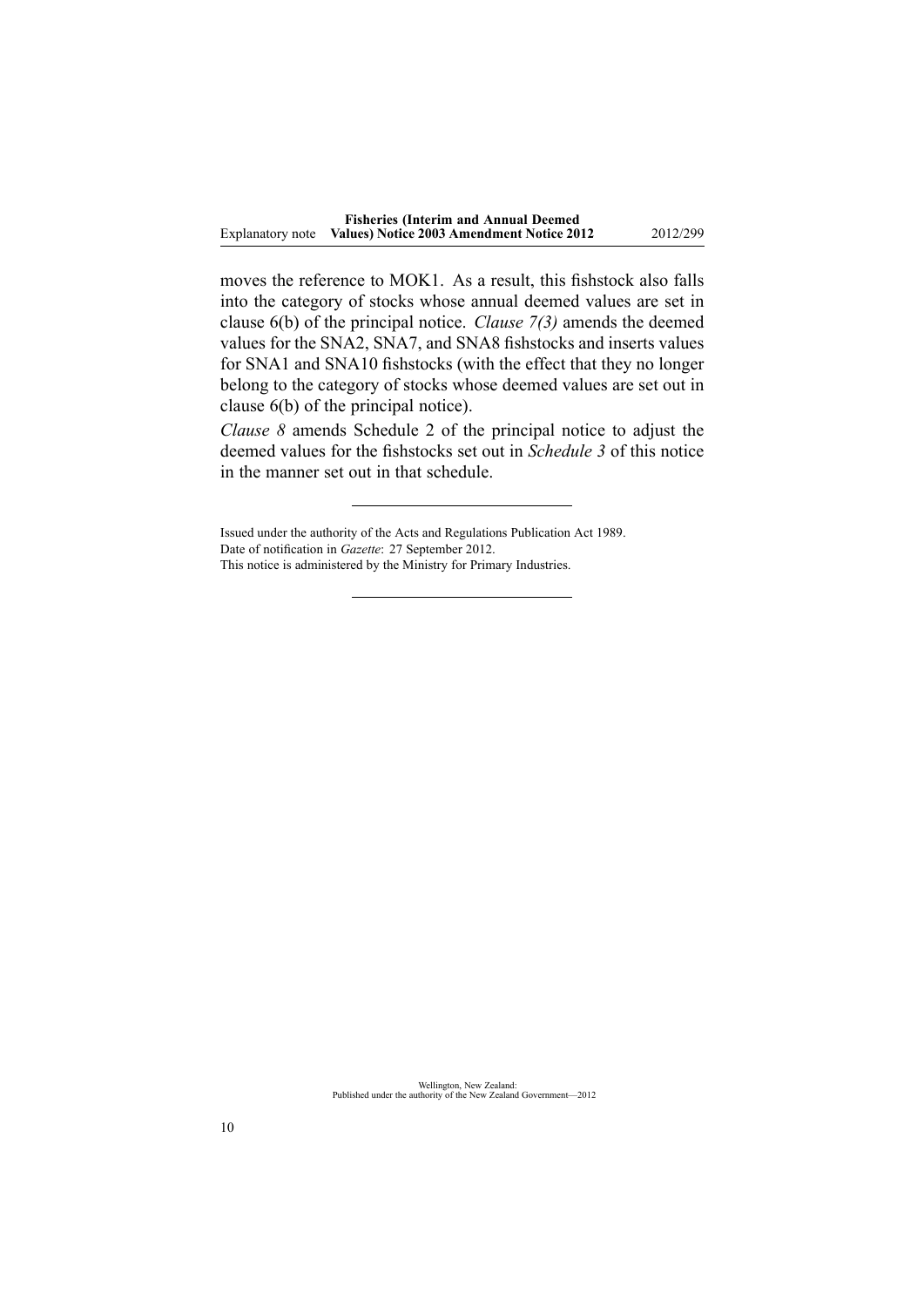moves the reference to MOK1. As a result, this fishstock also falls into the category of stocks whose annual deemed values are set in clause 6(b) of the principal notice. *Clause 7(3)* amends the deemed values for the SNA2, SNA7, and SNA8 fishstocks and inserts values for SNA1 and SNA10 fishstocks (with the effect that they no longer belong to the category of stocks whose deemed values are set out in clause 6(b) of the principal notice).

*Clause 8* amends Schedule 2 of the principal notice to adjust the deemed values for the fishstocks set out in *Schedule 3* of this notice in the manner set out in that schedule.

---

Issued under the authority of the Acts and Regulations Publication Act 1989.
Date of notification in *Gazette*: 27 September 2012.
This notice is administered by the Ministry for Primary Industries.

---

Wellington, New Zealand:
Published under the authority of the New Zealand Government—2012